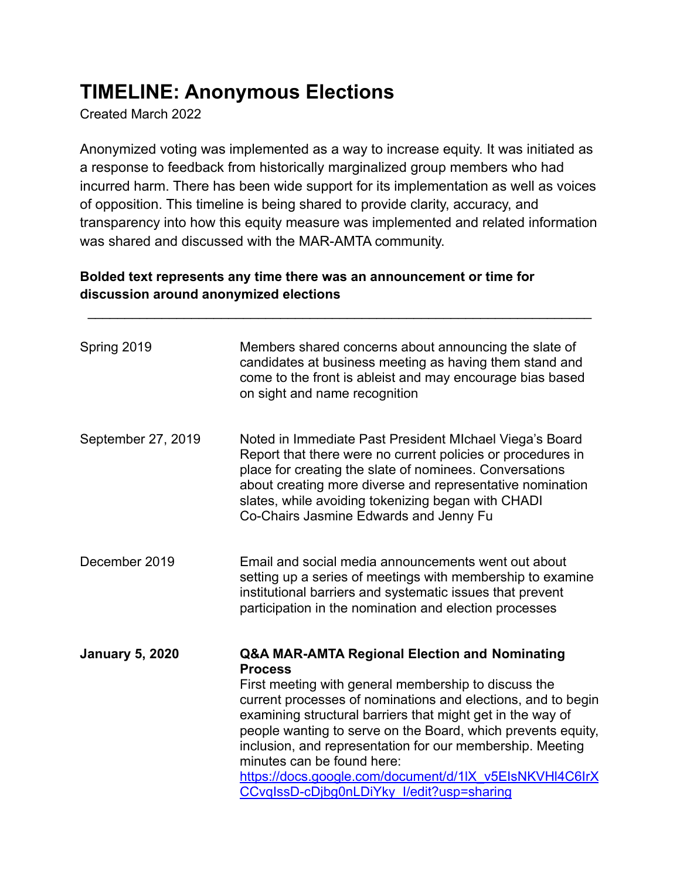# TIMELINE: Anonymous Elections

Created March 2022

Anonymized voting was implemented as a way to increase equity. It was initiated as a response to feedback from historically marginalized group members who had incurred harm. There has been wide support for its implementation as well as voices of opposition. This timeline is being shared to provide clarity, accuracy, and transparency into how this equity measure was implemented and related information was shared and discussed with the MAR-AMTA community.

**Bolded text represents any time there was an announcement or time for discussion around anonymized elections**

---

| | |
|---|---|
| Spring 2019 | Members shared concerns about announcing the slate of candidates at business meeting as having them stand and come to the front is ableist and may encourage bias based on sight and name recognition |
| September 27, 2019 | Noted in Immediate Past President MIchael Viega's Board Report that there were no current policies or procedures in place for creating the slate of nominees. Conversations about creating more diverse and representative nomination slates, while avoiding tokenizing began with CHADI Co-Chairs Jasmine Edwards and Jenny Fu |
| December 2019 | Email and social media announcements went out about setting up a series of meetings with membership to examine institutional barriers and systematic issues that prevent participation in the nomination and election processes |
| **January 5, 2020** | **Q&A MAR-AMTA Regional Election and Nominating Process** First meeting with general membership to discuss the current processes of nominations and elections, and to begin examining structural barriers that might get in the way of people wanting to serve on the Board, which prevents equity, inclusion, and representation for our membership. Meeting minutes can be found here: https://docs.google.com/document/d/1lX_v5EIsNKVHl4C6IrXCCvqIssD-cDjbg0nLDiYky_I/edit?usp=sharing |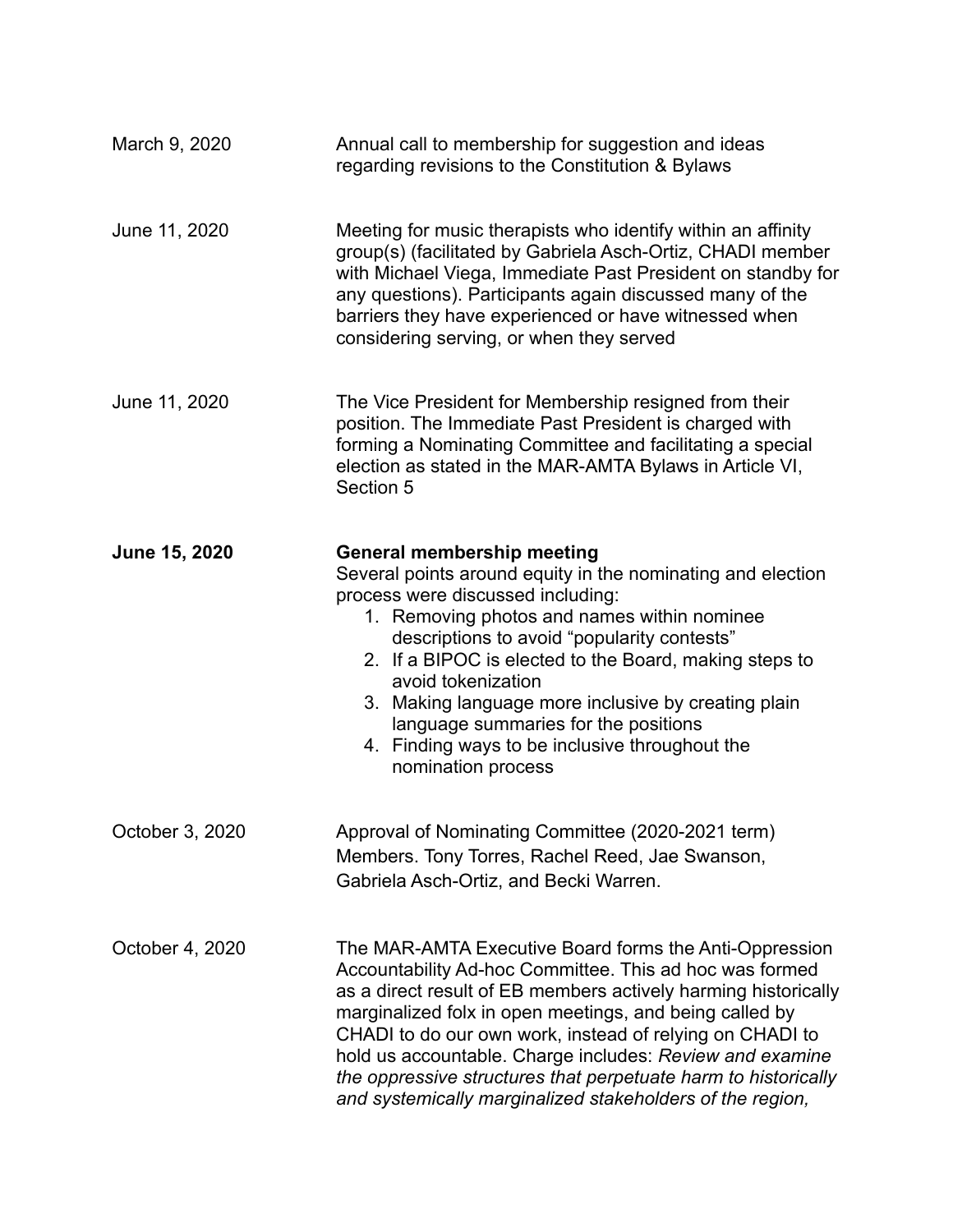| | |
|---|---|
| March 9, 2020 | Annual call to membership for suggestion and ideas regarding revisions to the Constitution & Bylaws |
| June 11, 2020 | Meeting for music therapists who identify within an affinity group(s) (facilitated by Gabriela Asch-Ortiz, CHADI member with Michael Viega, Immediate Past President on standby for any questions). Participants again discussed many of the barriers they have experienced or have witnessed when considering serving, or when they served |
| June 11, 2020 | The Vice President for Membership resigned from their position. The Immediate Past President is charged with forming a Nominating Committee and facilitating a special election as stated in the MAR-AMTA Bylaws in Article VI, Section 5 |
| **June 15, 2020** | **General membership meeting**<br>Several points around equity in the nominating and election process were discussed including:<br>1. Removing photos and names within nominee descriptions to avoid "popularity contests"<br>2. If a BIPOC is elected to the Board, making steps to avoid tokenization<br>3. Making language more inclusive by creating plain language summaries for the positions<br>4. Finding ways to be inclusive throughout the nomination process |
| October 3, 2020 | Approval of Nominating Committee (2020-2021 term) Members. Tony Torres, Rachel Reed, Jae Swanson, Gabriela Asch-Ortiz, and Becki Warren. |
| October 4, 2020 | The MAR-AMTA Executive Board forms the Anti-Oppression Accountability Ad-hoc Committee. This ad hoc was formed as a direct result of EB members actively harming historically marginalized folx in open meetings, and being called by CHADI to do our own work, instead of relying on CHADI to hold us accountable. Charge includes: *Review and examine the oppressive structures that perpetuate harm to historically and systemically marginalized stakeholders of the region,* |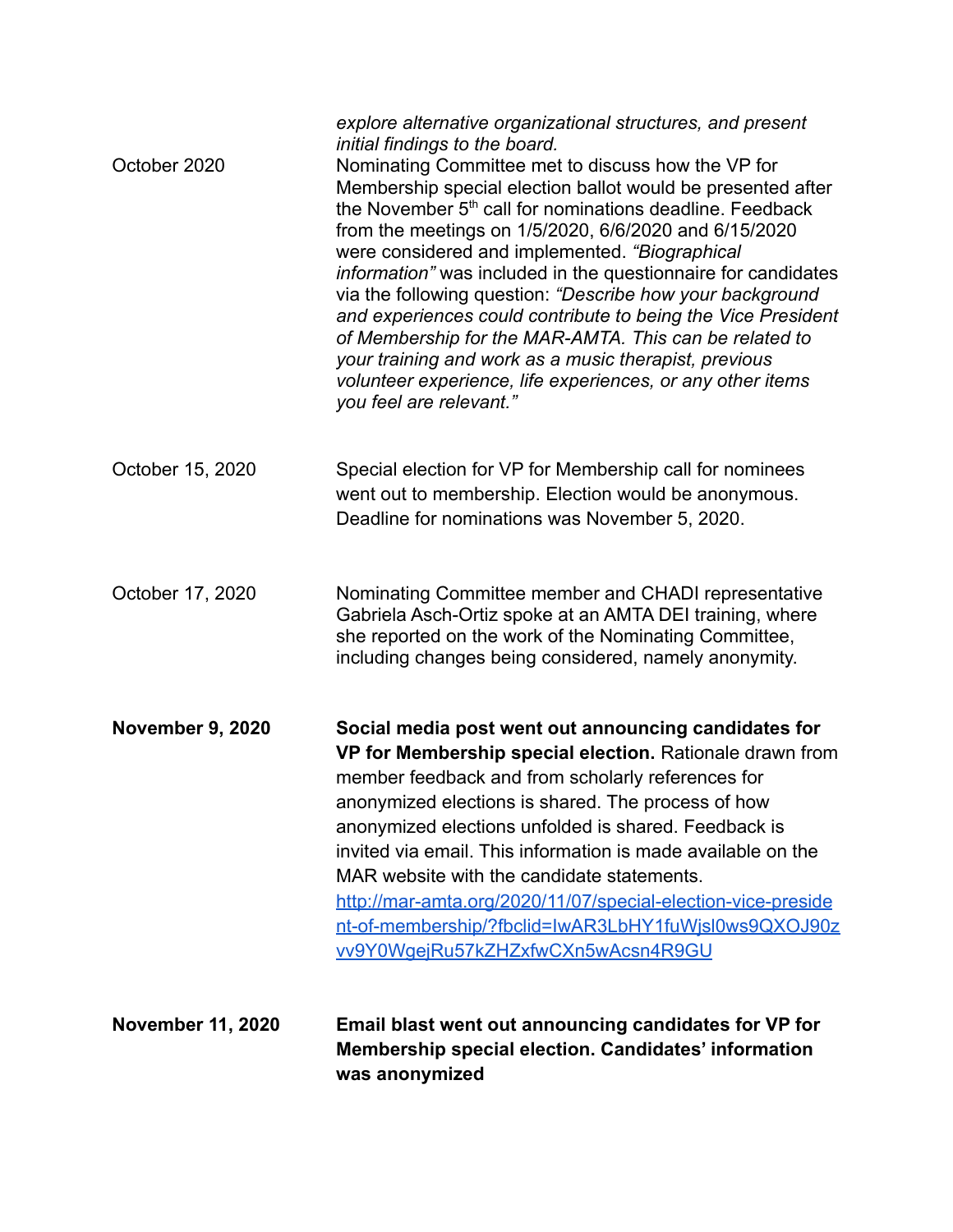| | |
|---|---|
| | *explore alternative organizational structures, and present initial findings to the board.* |
| October 2020 | Nominating Committee met to discuss how the VP for Membership special election ballot would be presented after the November 5th call for nominations deadline. Feedback from the meetings on 1/5/2020, 6/6/2020 and 6/15/2020 were considered and implemented. *"Biographical information"* was included in the questionnaire for candidates via the following question: *"Describe how your background and experiences could contribute to being the Vice President of Membership for the MAR-AMTA. This can be related to your training and work as a music therapist, previous volunteer experience, life experiences, or any other items you feel are relevant."* |
| October 15, 2020 | Special election for VP for Membership call for nominees went out to membership. Election would be anonymous. Deadline for nominations was November 5, 2020. |
| October 17, 2020 | Nominating Committee member and CHADI representative Gabriela Asch-Ortiz spoke at an AMTA DEI training, where she reported on the work of the Nominating Committee, including changes being considered, namely anonymity. |
| **November 9, 2020** | **Social media post went out announcing candidates for VP for Membership special election.** Rationale drawn from member feedback and from scholarly references for anonymized elections is shared. The process of how anonymized elections unfolded is shared. Feedback is invited via email. This information is made available on the MAR website with the candidate statements. [http://mar-amta.org/2020/11/07/special-election-vice-president-of-membership/?fbclid=IwAR3LbHY1fuWjsl0ws9QXOJ90zvv9Y0WgejRu57kZHZxfwCXn5wAcsn4R9GU](http://mar-amta.org/2020/11/07/special-election-vice-president-of-membership/?fbclid=IwAR3LbHY1fuWjsl0ws9QXOJ90zvv9Y0WgejRu57kZHZxfwCXn5wAcsn4R9GU) |
| **November 11, 2020** | **Email blast went out announcing candidates for VP for Membership special election. Candidates' information was anonymized** |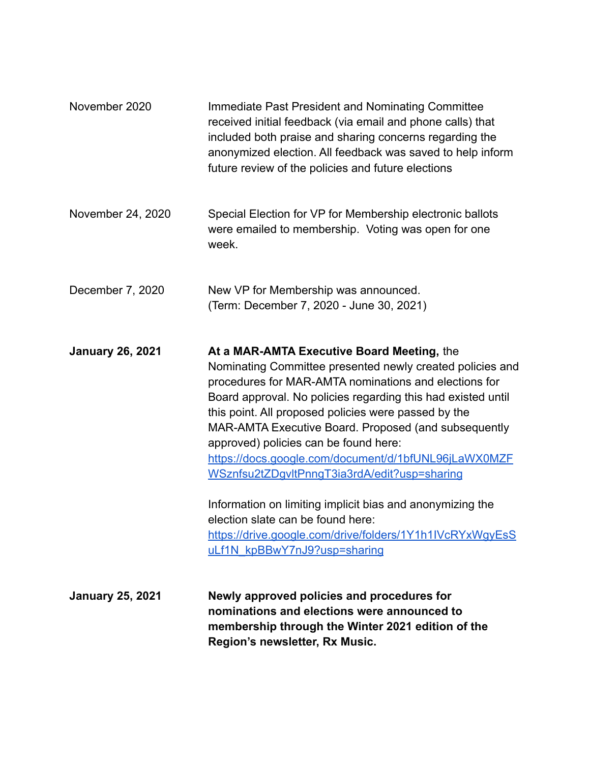| | |
|---|---|
| November 2020 | Immediate Past President and Nominating Committee received initial feedback (via email and phone calls) that included both praise and sharing concerns regarding the anonymized election. All feedback was saved to help inform future review of the policies and future elections |
| November 24, 2020 | Special Election for VP for Membership electronic ballots were emailed to membership. Voting was open for one week. |
| December 7, 2020 | New VP for Membership was announced.<br>(Term: December 7, 2020 - June 30, 2021) |
| **January 26, 2021** | **At a MAR-AMTA Executive Board Meeting,** the Nominating Committee presented newly created policies and procedures for MAR-AMTA nominations and elections for Board approval. No policies regarding this had existed until this point. All proposed policies were passed by the MAR-AMTA Executive Board. Proposed (and subsequently approved) policies can be found here: https://docs.google.com/document/d/1bfUNL96jLaWX0MZFWSznfsu2tZDgvltPnngT3ia3rdA/edit?usp=sharing<br><br>Information on limiting implicit bias and anonymizing the election slate can be found here: https://drive.google.com/drive/folders/1Y1h1IVcRYxWgyEsSuLf1N_kpBBwY7nJ9?usp=sharing |
| **January 25, 2021** | **Newly approved policies and procedures for nominations and elections were announced to membership through the Winter 2021 edition of the Region's newsletter, Rx Music.** |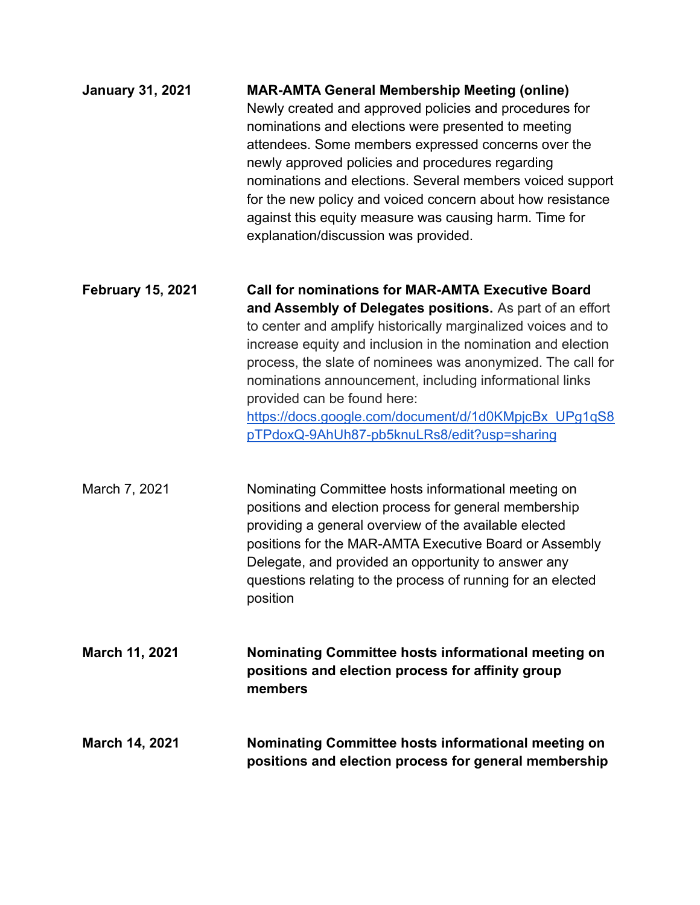| | |
|---|---|
| **January 31, 2021** | **MAR-AMTA General Membership Meeting (online)** Newly created and approved policies and procedures for nominations and elections were presented to meeting attendees. Some members expressed concerns over the newly approved policies and procedures regarding nominations and elections. Several members voiced support for the new policy and voiced concern about how resistance against this equity measure was causing harm. Time for explanation/discussion was provided. |
| **February 15, 2021** | **Call for nominations for MAR-AMTA Executive Board and Assembly of Delegates positions.** As part of an effort to center and amplify historically marginalized voices and to increase equity and inclusion in the nomination and election process, the slate of nominees was anonymized. The call for nominations announcement, including informational links provided can be found here: [https://docs.google.com/document/d/1d0KMpjcBx_UPg1qS8pTPdoxQ-9AhUh87-pb5knuLRs8/edit?usp=sharing](https://docs.google.com/document/d/1d0KMpjcBx_UPg1qS8pTPdoxQ-9AhUh87-pb5knuLRs8/edit?usp=sharing) |
| March 7, 2021 | Nominating Committee hosts informational meeting on positions and election process for general membership providing a general overview of the available elected positions for the MAR-AMTA Executive Board or Assembly Delegate, and provided an opportunity to answer any questions relating to the process of running for an elected position |
| **March 11, 2021** | **Nominating Committee hosts informational meeting on positions and election process for affinity group members** |
| **March 14, 2021** | **Nominating Committee hosts informational meeting on positions and election process for general membership** |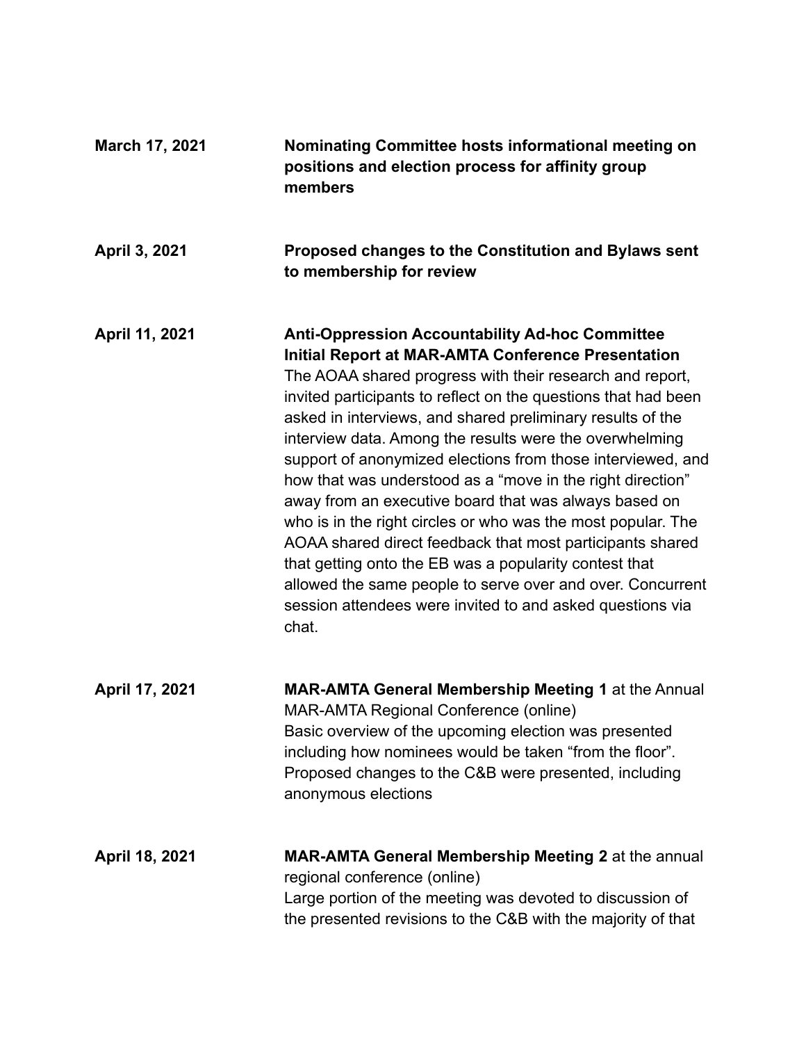**March 17, 2021** — **Nominating Committee hosts informational meeting on positions and election process for affinity group members**

**April 3, 2021** — **Proposed changes to the Constitution and Bylaws sent to membership for review**

**April 11, 2021** — **Anti-Oppression Accountability Ad-hoc Committee Initial Report at MAR-AMTA Conference Presentation**
The AOAA shared progress with their research and report, invited participants to reflect on the questions that had been asked in interviews, and shared preliminary results of the interview data. Among the results were the overwhelming support of anonymized elections from those interviewed, and how that was understood as a "move in the right direction" away from an executive board that was always based on who is in the right circles or who was the most popular. The AOAA shared direct feedback that most participants shared that getting onto the EB was a popularity contest that allowed the same people to serve over and over. Concurrent session attendees were invited to and asked questions via chat.

**April 17, 2021** — **MAR-AMTA General Membership Meeting 1** at the Annual MAR-AMTA Regional Conference (online)
Basic overview of the upcoming election was presented including how nominees would be taken "from the floor". Proposed changes to the C&B were presented, including anonymous elections

**April 18, 2021** — **MAR-AMTA General Membership Meeting 2** at the annual regional conference (online)
Large portion of the meeting was devoted to discussion of the presented revisions to the C&B with the majority of that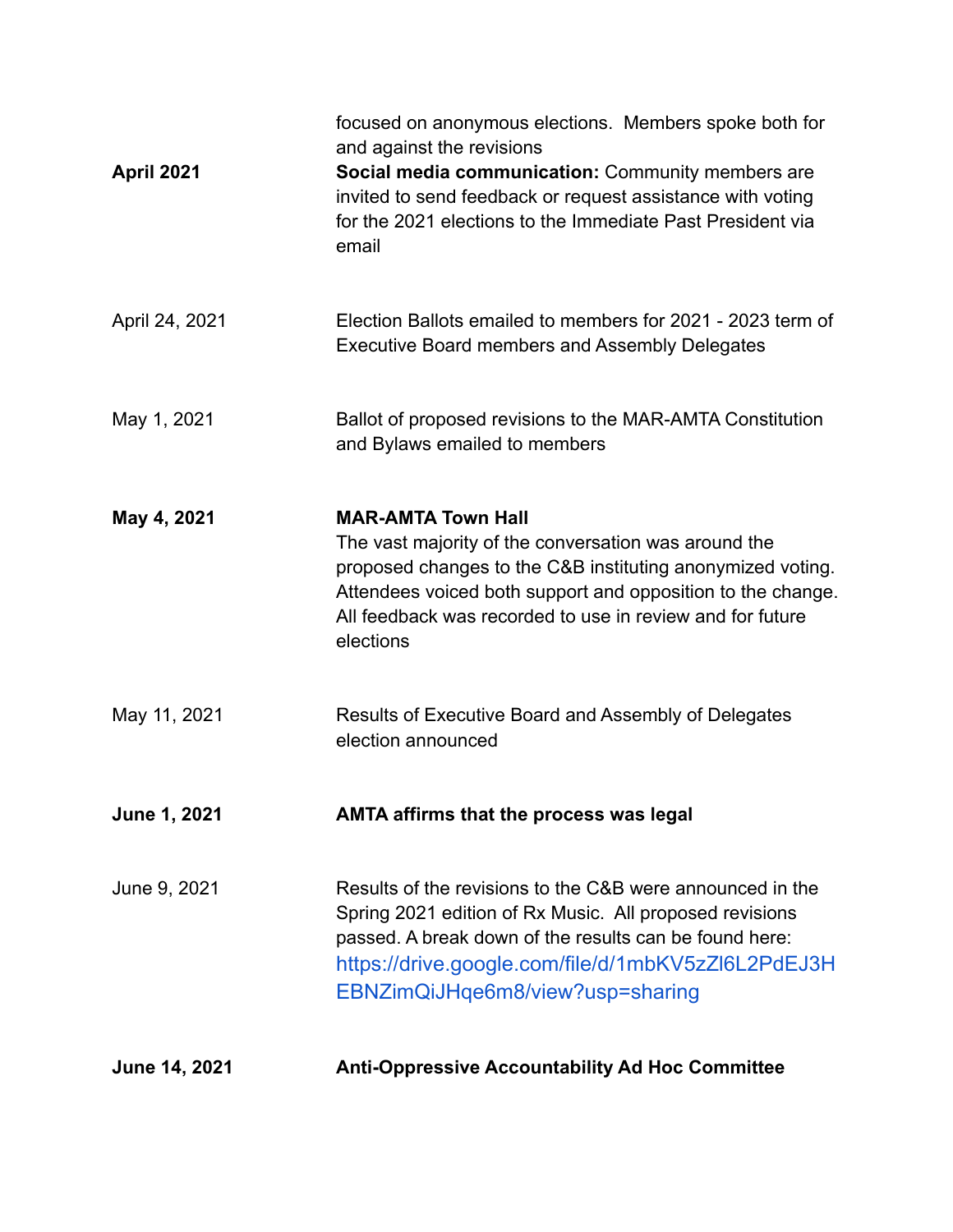| | |
|---|---|
| | focused on anonymous elections. Members spoke both for and against the revisions |
| **April 2021** | **Social media communication:** Community members are invited to send feedback or request assistance with voting for the 2021 elections to the Immediate Past President via email |
| April 24, 2021 | Election Ballots emailed to members for 2021 - 2023 term of Executive Board members and Assembly Delegates |
| May 1, 2021 | Ballot of proposed revisions to the MAR-AMTA Constitution and Bylaws emailed to members |
| **May 4, 2021** | **MAR-AMTA Town Hall** The vast majority of the conversation was around the proposed changes to the C&B instituting anonymized voting. Attendees voiced both support and opposition to the change. All feedback was recorded to use in review and for future elections |
| May 11, 2021 | Results of Executive Board and Assembly of Delegates election announced |
| **June 1, 2021** | **AMTA affirms that the process was legal** |
| June 9, 2021 | Results of the revisions to the C&B were announced in the Spring 2021 edition of Rx Music. All proposed revisions passed. A break down of the results can be found here: https://drive.google.com/file/d/1mbKV5zZl6L2PdEJ3HEBNZimQiJHqe6m8/view?usp=sharing |
| **June 14, 2021** | **Anti-Oppressive Accountability Ad Hoc Committee** |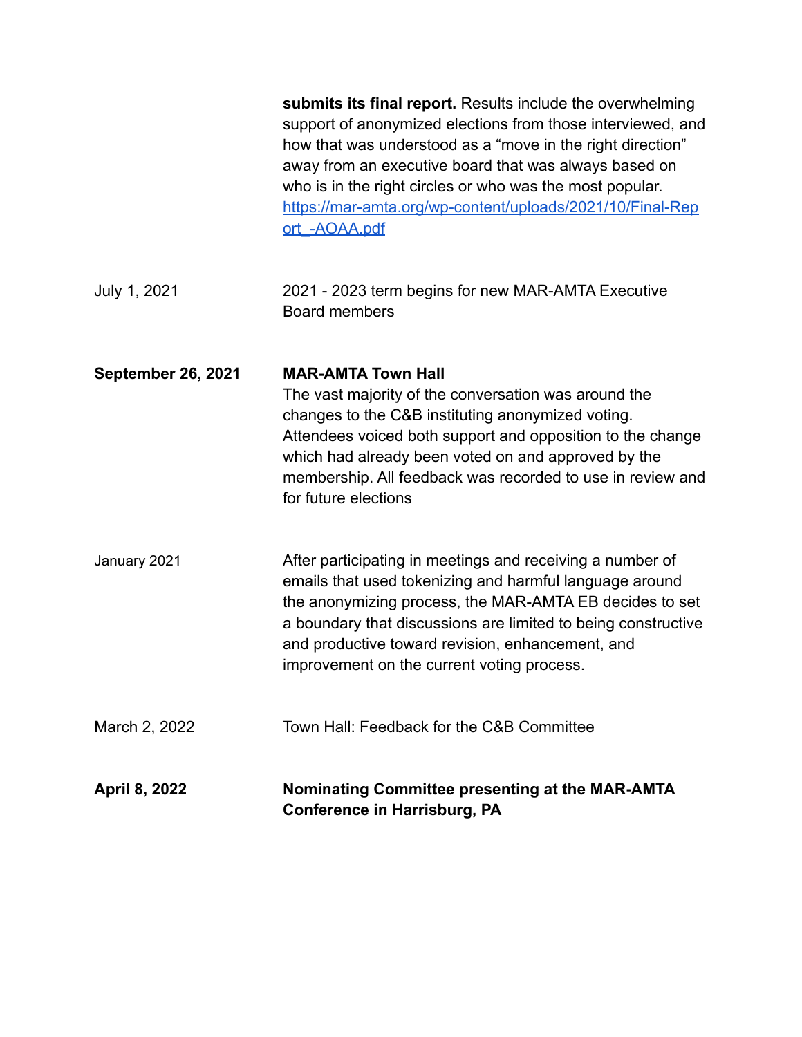| | |
|---|---|
| | **submits its final report.** Results include the overwhelming support of anonymized elections from those interviewed, and how that was understood as a "move in the right direction" away from an executive board that was always based on who is in the right circles or who was the most popular. https://mar-amta.org/wp-content/uploads/2021/10/Final-Report_-AOAA.pdf |
| July 1, 2021 | 2021 - 2023 term begins for new MAR-AMTA Executive Board members |
| **September 26, 2021** | **MAR-AMTA Town Hall** The vast majority of the conversation was around the changes to the C&B instituting anonymized voting. Attendees voiced both support and opposition to the change which had already been voted on and approved by the membership. All feedback was recorded to use in review and for future elections |
| January 2021 | After participating in meetings and receiving a number of emails that used tokenizing and harmful language around the anonymizing process, the MAR-AMTA EB decides to set a boundary that discussions are limited to being constructive and productive toward revision, enhancement, and improvement on the current voting process. |
| March 2, 2022 | Town Hall: Feedback for the C&B Committee |
| **April 8, 2022** | **Nominating Committee presenting at the MAR-AMTA Conference in Harrisburg, PA** |